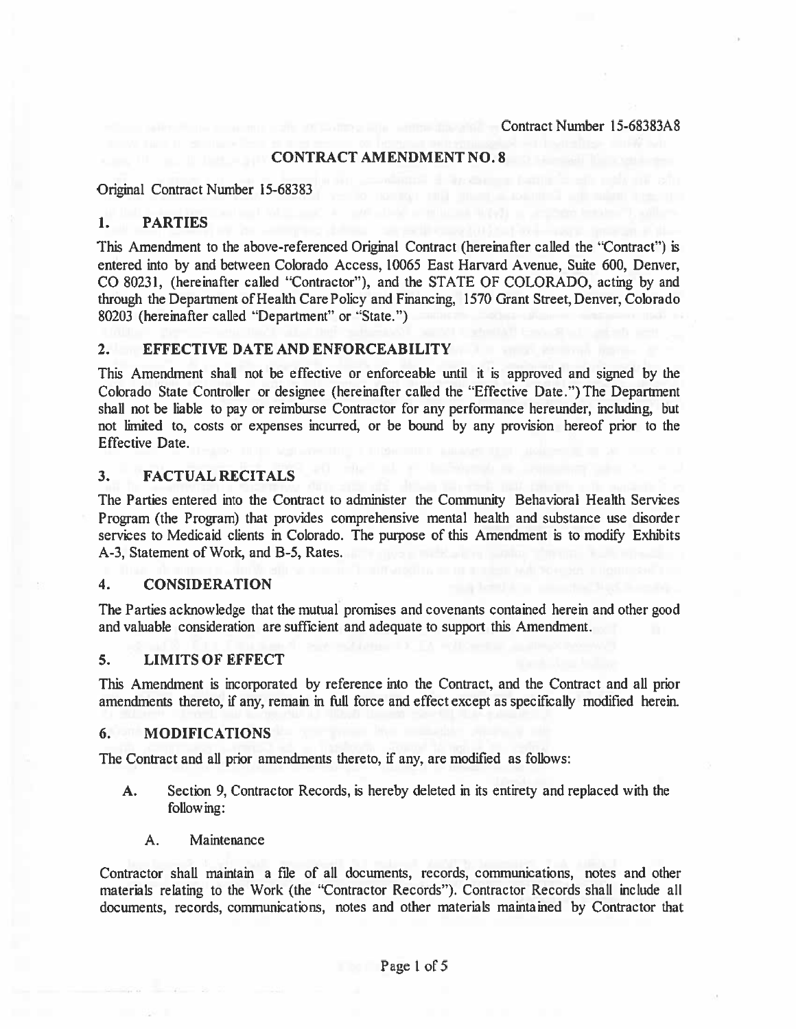Contract Number 15-68383A8

## CONTRACT AMENDMENT NO. 8

Original Contract Number 15-68383

### 1. PARTIES

This Amendment to the above-referenced Original Contract (hereinafter called the "Contract") is entered into by and between Colorado Access, 10065 East Harvard Avenue, Suite 600, Denver, CO 80231, (hereinafter called "Contractor"), and the STATE OF COLORADO, acting by and through the Department of Health Care Policy and Financing, 1570 Grant Street, Denver, Colorado 80203 (hereinafter called "Department" or "State.")

### 2. EFFECTIVE DATE AND ENFORCEABILITY

This Amendment shall not be effective or enforceable until it is approved and signed by the Colorado State Controller or designee (hereinafter called the "Effective Date.") The Department shall not be liable to pay or reimburse Contractor for any performance hereunder, including, but not limited to, costs or expenses incurred, or be bound by any provision hereof prior to the Effective Date.

### 3. FACTUAL RECITALS

The Parties entered into the Contract to administer the Community Behavioral Health Services Program (the Program) that provides comprehensive mental health and substance use disorder services to Medicaid clients in Colorado. The purpose of this Amendment is to modify Exhibits A-3, Statement of Work, and B-5, Rates.

### 4. CONSIDERATION

The Parties acknowledge that the mutual promises and covenants contained herein and other good and valuable consideration are sufficient and adequate to support this Amendment.

### 5. LIMITS OF EFFECT

This Amendment is incorporated by reference into the Contract, and the Contract and all prior amendments thereto, if any, remain in full force and effect except as specifically modified herein.

### 6. MODIFICATIONS

The Contract and all prior amendments thereto, if any, are modified as follows:

A. Section 9, Contractor Records, is hereby deleted in its entirety and replaced with the following:

A. Maintenance

Contractor shall maintain a file of all documents, records, communications, notes and other materials relating to the Work (the "Contractor Records"). Contractor Records shall include all documents, records, communications, notes and other materials maintained by Contractor that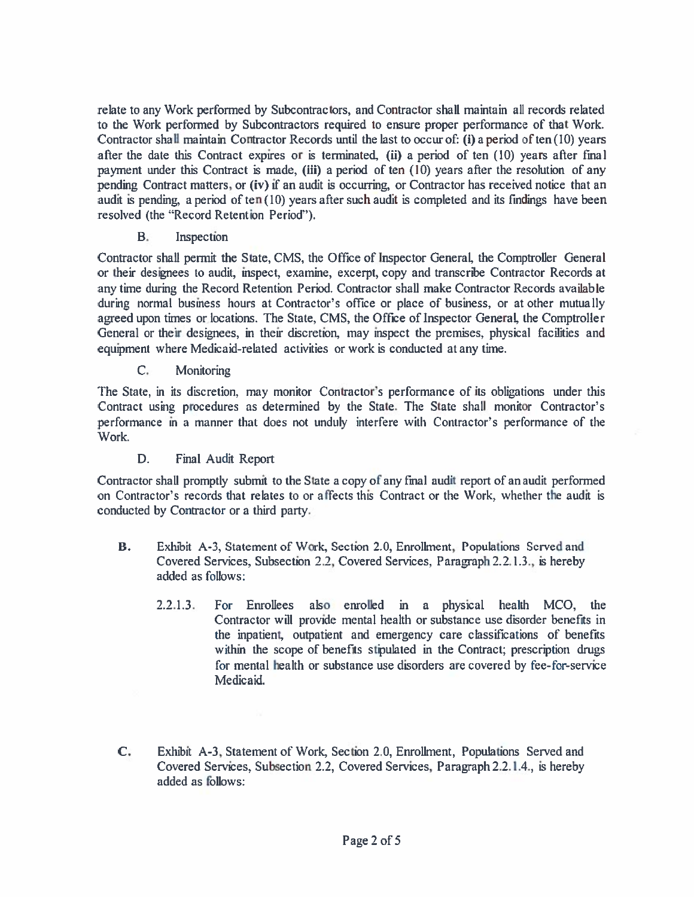relate to any Work performed by Subcontractors, and Contractor shall maintain all records related to the Work performed by Subcontractors required to ensure proper performance of that Work. Contractor shall maintain Contractor Records until the last to occur of: **(i)** a period of ten (10) years after the date this Contract expires or is terminated, **(ii)** a period of ten (10) years after final payment under this Contract is made, **(iii)** a period of ten (10) years after the resolution of any pending Contract matters, or **(iv)** if an audit is occurring, or Contractor has received notice that an audit is pending, a period of ten (10) years after such audit is completed and its findings have been resolved (the "Record Retention Period").

B. Inspection

Contractor shall permit the State, CMS, the Office of Inspector General, the Comptroller General or their designees to audit, inspect, examine, excerpt, copy and transcribe Contractor Records at any time during the Record Retention Period. Contractor shall make Contractor Records available during normal business hours at Contractor's office or place of business, or at other mutually agreed upon times or locations. The State, CMS, the Office of Inspector General, the Comptroller General or their designees, in their discretion, may inspect the premises, physical facilities and equipment where Medicaid-related activities or work is conducted at any time.

C. Monitoring

The State, in its discretion, may monitor Contractor's performance of its obligations under this Contract using procedures as determined by the State. The State shall monitor Contractor's performance in a manner that does not unduly interfere with Contractor's performance of the Work.

D. Final Audit Report

Contractor shall promptly submit to the State a copy of any final audit report of an audit performed on Contractor's records that relates to or affects this Contract or the Work, whether the audit is conducted by Contractor or a third party.

**B.** Exhibit A-3, Statement of Work, Section 2.0, Enrollment, Populations Served and Covered Services, Subsection 2.2, Covered Services, Paragraph 2.2.1.3., is hereby added as follows:

2.2.1.3. For Enrollees also enrolled in a physical health MCO, the Contractor will provide mental health or substance use disorder benefits in the inpatient, outpatient and emergency care classifications of benefits within the scope of benefits stipulated in the Contract; prescription drugs for mental health or substance use disorders are covered by fee-for-service Medicaid.

**C.** Exhibit A-3, Statement of Work, Section 2.0, Enrollment, Populations Served and Covered Services, Subsection 2.2, Covered Services, Paragraph 2.2.1.4., is hereby added as follows: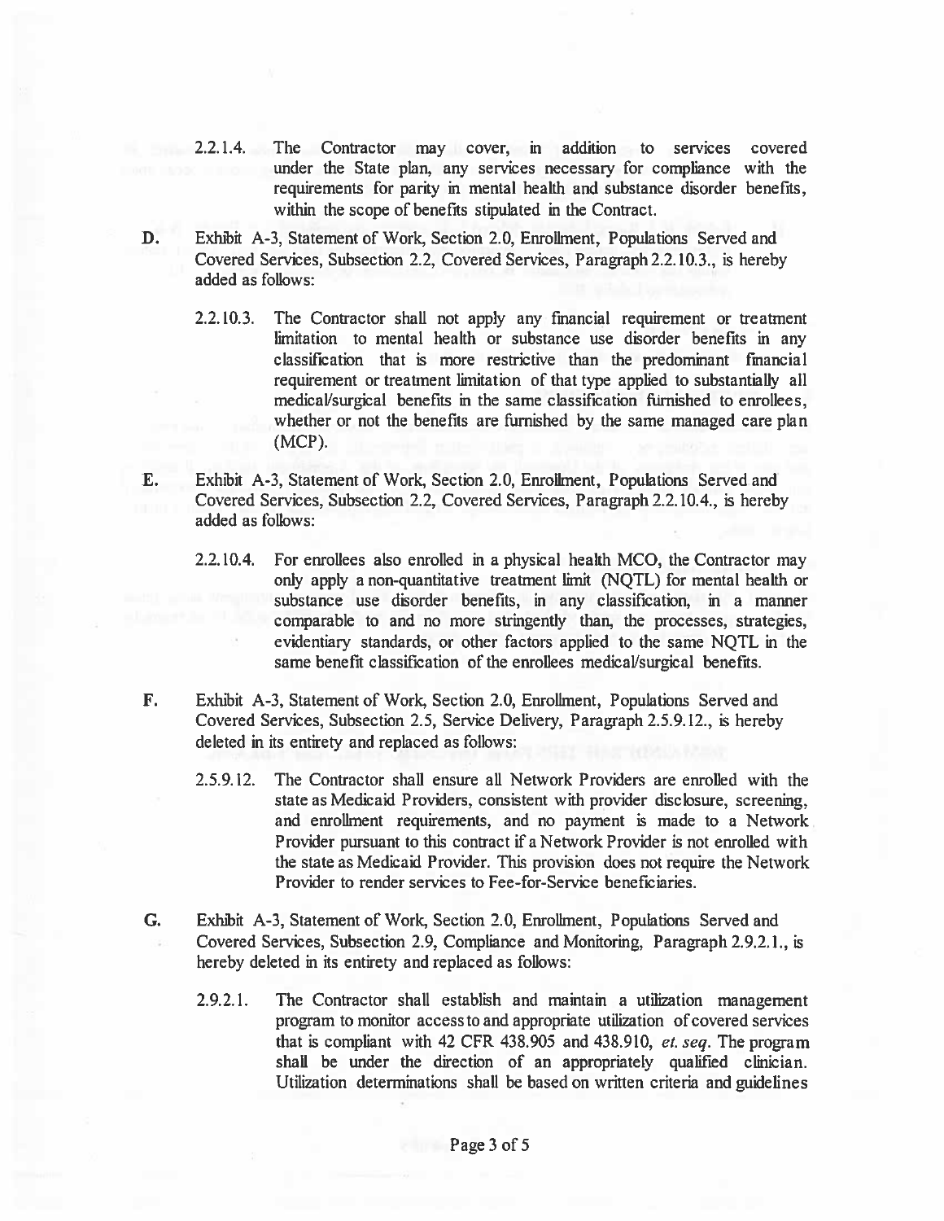2.2.1.4. The Contractor may cover, in addition to services covered under the State plan, any services necessary for compliance with the requirements for parity in mental health and substance disorder benefits, within the scope of benefits stipulated in the Contract.

**D.** Exhibit A-3, Statement of Work, Section 2.0, Enrollment, Populations Served and Covered Services, Subsection 2.2, Covered Services, Paragraph 2.2.10.3., is hereby added as follows:

2.2.10.3. The Contractor shall not apply any financial requirement or treatment limitation to mental health or substance use disorder benefits in any classification that is more restrictive than the predominant financial requirement or treatment limitation of that type applied to substantially all medical/surgical benefits in the same classification furnished to enrollees, whether or not the benefits are furnished by the same managed care plan (MCP).

**E.** Exhibit A-3, Statement of Work, Section 2.0, Enrollment, Populations Served and Covered Services, Subsection 2.2, Covered Services, Paragraph 2.2.10.4., is hereby added as follows:

2.2.10.4. For enrollees also enrolled in a physical health MCO, the Contractor may only apply a non-quantitative treatment limit (NQTL) for mental health or substance use disorder benefits, in any classification, in a manner comparable to and no more stringently than, the processes, strategies, evidentiary standards, or other factors applied to the same NQTL in the same benefit classification of the enrollees medical/surgical benefits.

**F.** Exhibit A-3, Statement of Work, Section 2.0, Enrollment, Populations Served and Covered Services, Subsection 2.5, Service Delivery, Paragraph 2.5.9.12., is hereby deleted in its entirety and replaced as follows:

2.5.9.12. The Contractor shall ensure all Network Providers are enrolled with the state as Medicaid Providers, consistent with provider disclosure, screening, and enrollment requirements, and no payment is made to a Network Provider pursuant to this contract if a Network Provider is not enrolled with the state as Medicaid Provider. This provision does not require the Network Provider to render services to Fee-for-Service beneficiaries.

**G.** Exhibit A-3, Statement of Work, Section 2.0, Enrollment, Populations Served and Covered Services, Subsection 2.9, Compliance and Monitoring, Paragraph 2.9.2.1., is hereby deleted in its entirety and replaced as follows:

2.9.2.1. The Contractor shall establish and maintain a utilization management program to monitor access to and appropriate utilization of covered services that is compliant with 42 CFR 438.905 and 438.910, *et. seq*. The program shall be under the direction of an appropriately qualified clinician. Utilization determinations shall be based on written criteria and guidelines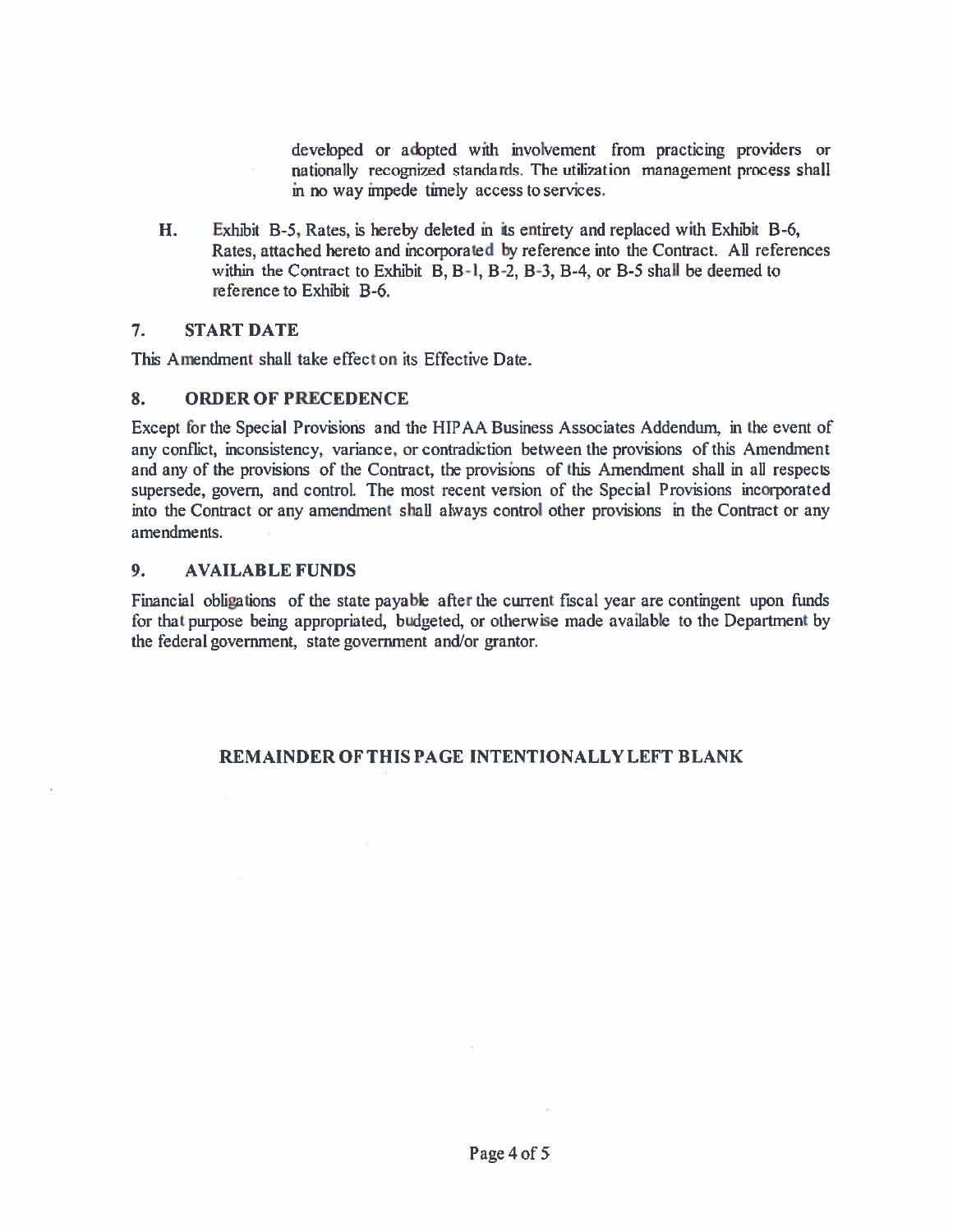developed or adopted with involvement from practicing providers or nationally recognized standards. The utilization management process shall in no way impede timely access to services.

H. Exhibit B-5, Rates, is hereby deleted in its entirety and replaced with Exhibit B-6, Rates, attached hereto and incorporated by reference into the Contract. All references within the Contract to Exhibit B, B-1, B-2, B-3, B-4, or B-5 shall be deemed to reference to Exhibit B-6.

## 7. START DATE

This Amendment shall take effect on its Effective Date.

## 8. ORDER OF PRECEDENCE

Except for the Special Provisions and the HIPAA Business Associates Addendum, in the event of any conflict, inconsistency, variance, or contradiction between the provisions of this Amendment and any of the provisions of the Contract, the provisions of this Amendment shall in all respects supersede, govern, and control. The most recent version of the Special Provisions incorporated into the Contract or any amendment shall always control other provisions in the Contract or any amendments.

## 9. AVAILABLE FUNDS

Financial obligations of the state payable after the current fiscal year are contingent upon funds for that purpose being appropriated, budgeted, or otherwise made available to the Department by the federal government, state government and/or grantor.

**REMAINDER OF THIS PAGE INTENTIONALLY LEFT BLANK**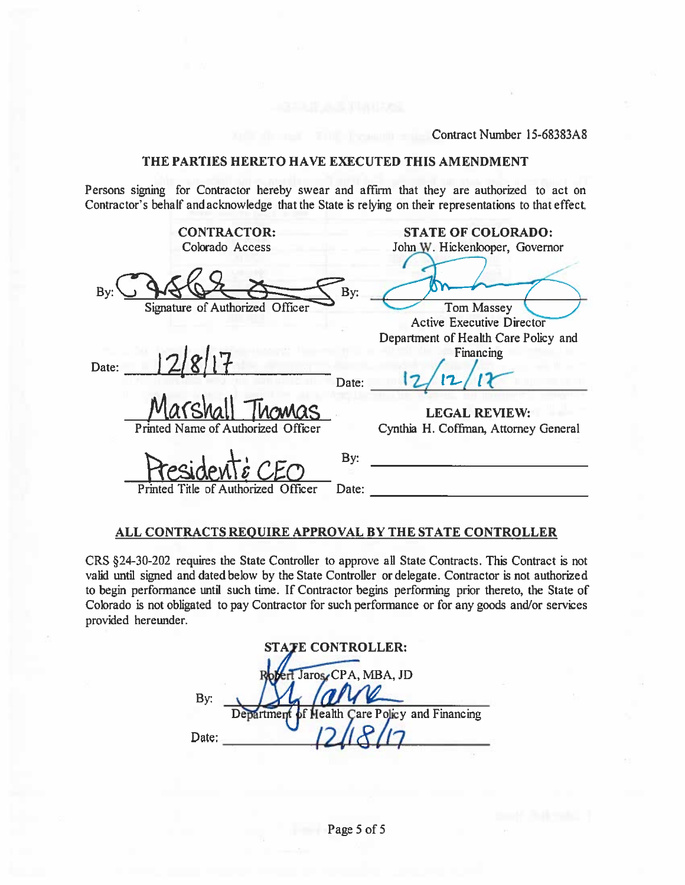Contract Number 15-68383A8

**THE PARTIES HERETO HAVE EXECUTED THIS AMENDMENT**

Persons signing for Contractor hereby swear and affirm that they are authorized to act on Contractor's behalf and acknowledge that the State is relying on their representations to that effect.

| **CONTRACTOR:** | **STATE OF COLORADO:** |
|---|---|
| Colorado Access | John W. Hickenlooper, Governor |
| By: [signature] Signature of Authorized Officer | By: [signature] Tom Massey, Active Executive Director, Department of Health Care Policy and Financing |
| Date: 12/8/17 | Date: 12/12/17 |
| Marshall Thomas | **LEGAL REVIEW:** |
| Printed Name of Authorized Officer | Cynthia H. Coffman, Attorney General |
| President & CEO | By: |
| Printed Title of Authorized Officer | Date: |

**ALL CONTRACTS REQUIRE APPROVAL BY THE STATE CONTROLLER**

CRS §24-30-202 requires the State Controller to approve all State Contracts. This Contract is not valid until signed and dated below by the State Controller or delegate. Contractor is not authorized to begin performance until such time. If Contractor begins performing prior thereto, the State of Colorado is not obligated to pay Contractor for such performance or for any goods and/or services provided hereunder.

**STATE CONTROLLER:**

Robert Jaros, CPA, MBA, JD

By: [signature]
Department of Health Care Policy and Financing

Date: 12/18/17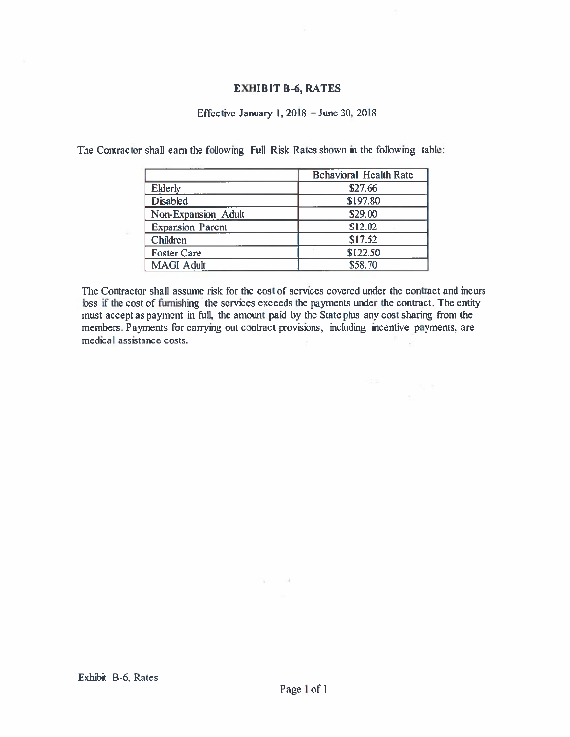# EXHIBIT B-6, RATES

Effective January 1, 2018 – June 30, 2018

The Contractor shall earn the following Full Risk Rates shown in the following table:

| | Behavioral Health Rate |
|---|---|
| Elderly | $27.66 |
| Disabled | $197.80 |
| Non-Expansion Adult | $29.00 |
| Expansion Parent | $12.02 |
| Children | $17.52 |
| Foster Care | $122.50 |
| MAGI Adult | $58.70 |

The Contractor shall assume risk for the cost of services covered under the contract and incurs loss if the cost of furnishing the services exceeds the payments under the contract. The entity must accept as payment in full, the amount paid by the State plus any cost sharing from the members. Payments for carrying out contract provisions, including incentive payments, are medical assistance costs.